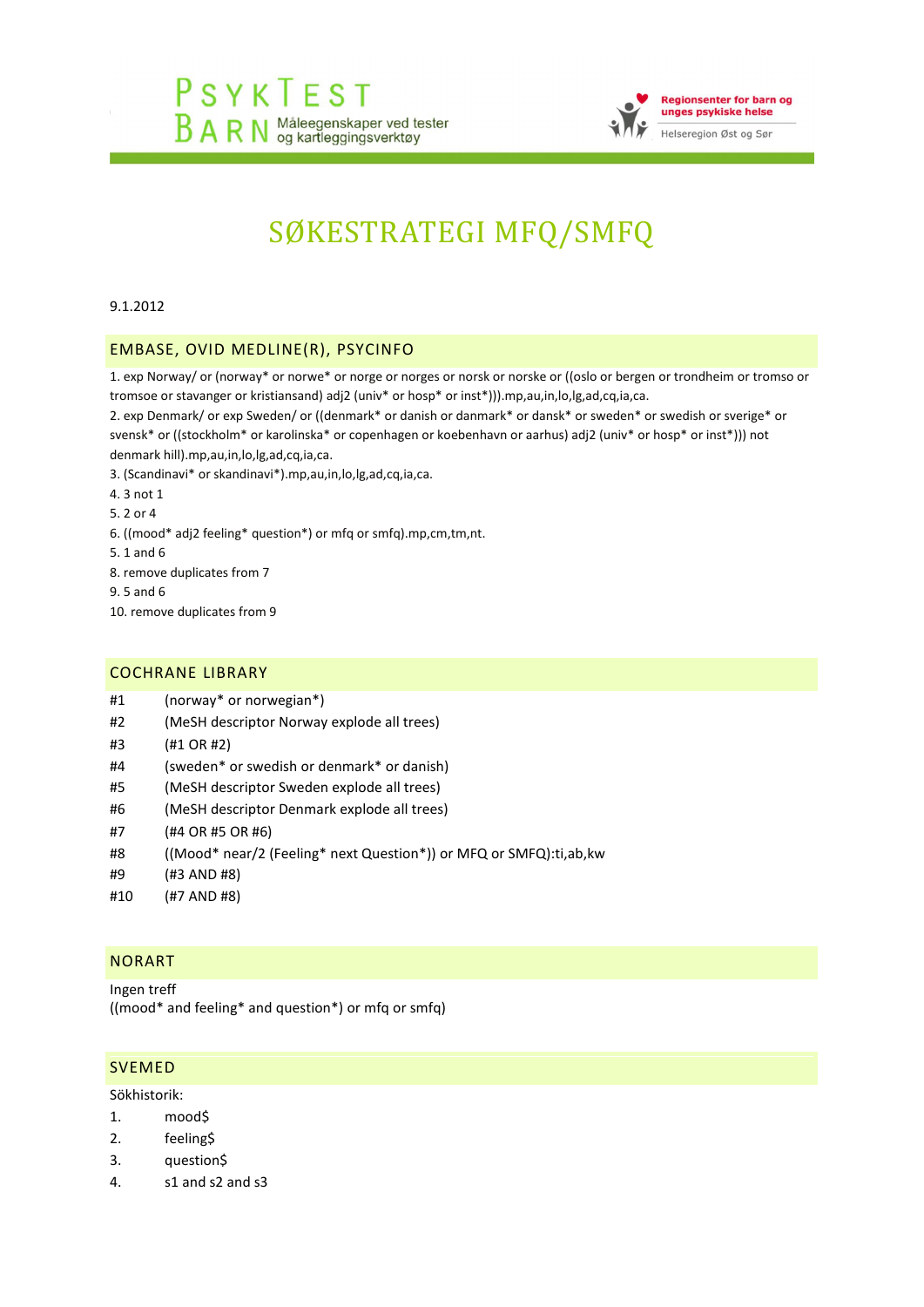PSYKTEST BARN Måleegenskaper ved tester og kartleggingsverktøy

Regionsenter for barn og unges psykiske helse
Helseregion Øst og Sør

# SØKESTRATEGI MFQ/SMFQ

9.1.2012

## EMBASE, OVID MEDLINE(R), PSYCINFO

1. exp Norway/ or (norway* or norwe* or norge or norges or norsk or norske or ((oslo or bergen or trondheim or tromso or tromsoe or stavanger or kristiansand) adj2 (univ* or hosp* or inst*))).mp,au,in,lo,lg,ad,cq,ia,ca.
2. exp Denmark/ or exp Sweden/ or ((denmark* or danish or danmark* or dansk* or sweden* or swedish or sverige* or svensk* or ((stockholm* or karolinska* or copenhagen or koebenhavn or aarhus) adj2 (univ* or hosp* or inst*))) not denmark hill).mp,au,in,lo,lg,ad,cq,ia,ca.
3. (Scandinavi* or skandinavi*).mp,au,in,lo,lg,ad,cq,ia,ca.
4. 3 not 1
5. 2 or 4
6. ((mood* adj2 feeling* question*) or mfq or smfq).mp,cm,tm,nt.
5. 1 and 6
8. remove duplicates from 7
9. 5 and 6
10. remove duplicates from 9

## COCHRANE LIBRARY

| | |
|---|---|
| #1 | (norway* or norwegian*) |
| #2 | (MeSH descriptor Norway explode all trees) |
| #3 | (#1 OR #2) |
| #4 | (sweden* or swedish or denmark* or danish) |
| #5 | (MeSH descriptor Sweden explode all trees) |
| #6 | (MeSH descriptor Denmark explode all trees) |
| #7 | (#4 OR #5 OR #6) |
| #8 | ((Mood* near/2 (Feeling* next Question*)) or MFQ or SMFQ):ti,ab,kw |
| #9 | (#3 AND #8) |
| #10 | (#7 AND #8) |

## NORART

Ingen treff
((mood* and feeling* and question*) or mfq or smfq)

## SVEMED

Sökhistorik:

| | |
|---|---|
| 1. | mood$ |
| 2. | feeling$ |
| 3. | question$ |
| 4. | s1 and s2 and s3 |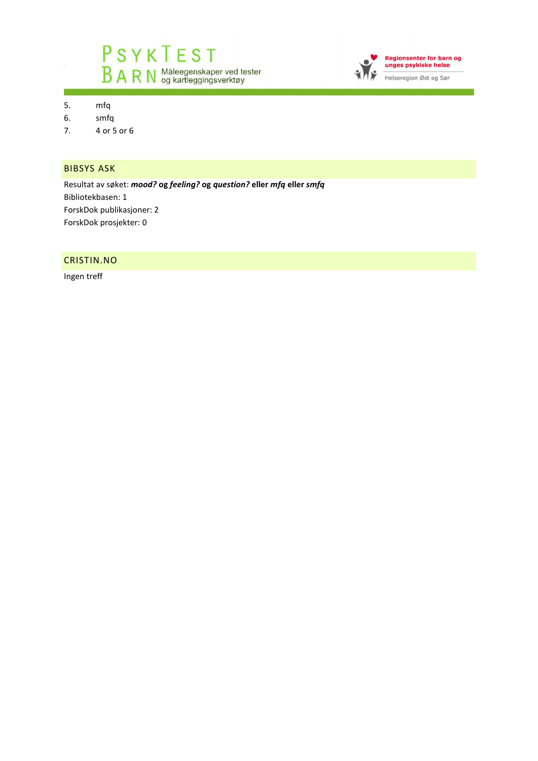5. mfq
6. smfq
7. 4 or 5 or 6

## BIBSYS ASK

Resultat av søket: ***mood?* og *feeling?* og *question?* eller *mfq* eller *smfq***
Bibliotekbasen: 1
ForskDok publikasjoner: 2
ForskDok prosjekter: 0

## CRISTIN.NO

Ingen treff